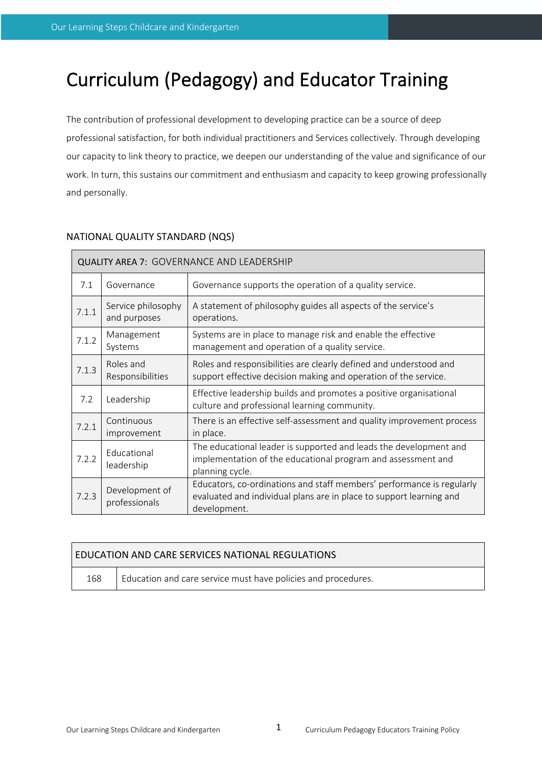# Curriculum (Pedagogy) and Educator Training

The contribution of professional development to developing practice can be a source of deep professional satisfaction, for both individual practitioners and Services collectively. Through developing our capacity to link theory to practice, we deepen our understanding of the value and significance of our work. In turn, this sustains our commitment and enthusiasm and capacity to keep growing professionally and personally.

NATIONAL QUALITY STANDARD (NQS)

| QUALITY AREA 7: GOVERNANCE AND LEADERSHIP | | |
|---|---|---|
| 7.1 | Governance | Governance supports the operation of a quality service. |
| 7.1.1 | Service philosophy and purposes | A statement of philosophy guides all aspects of the service's operations. |
| 7.1.2 | Management Systems | Systems are in place to manage risk and enable the effective management and operation of a quality service. |
| 7.1.3 | Roles and Responsibilities | Roles and responsibilities are clearly defined and understood and support effective decision making and operation of the service. |
| 7.2 | Leadership | Effective leadership builds and promotes a positive organisational culture and professional learning community. |
| 7.2.1 | Continuous improvement | There is an effective self-assessment and quality improvement process in place. |
| 7.2.2 | Educational leadership | The educational leader is supported and leads the development and implementation of the educational program and assessment and planning cycle. |
| 7.2.3 | Development of professionals | Educators, co-ordinations and staff members' performance is regularly evaluated and individual plans are in place to support learning and development. |

| EDUCATION AND CARE SERVICES NATIONAL REGULATIONS | |
|---|---|
| 168 | Education and care service must have policies and procedures. |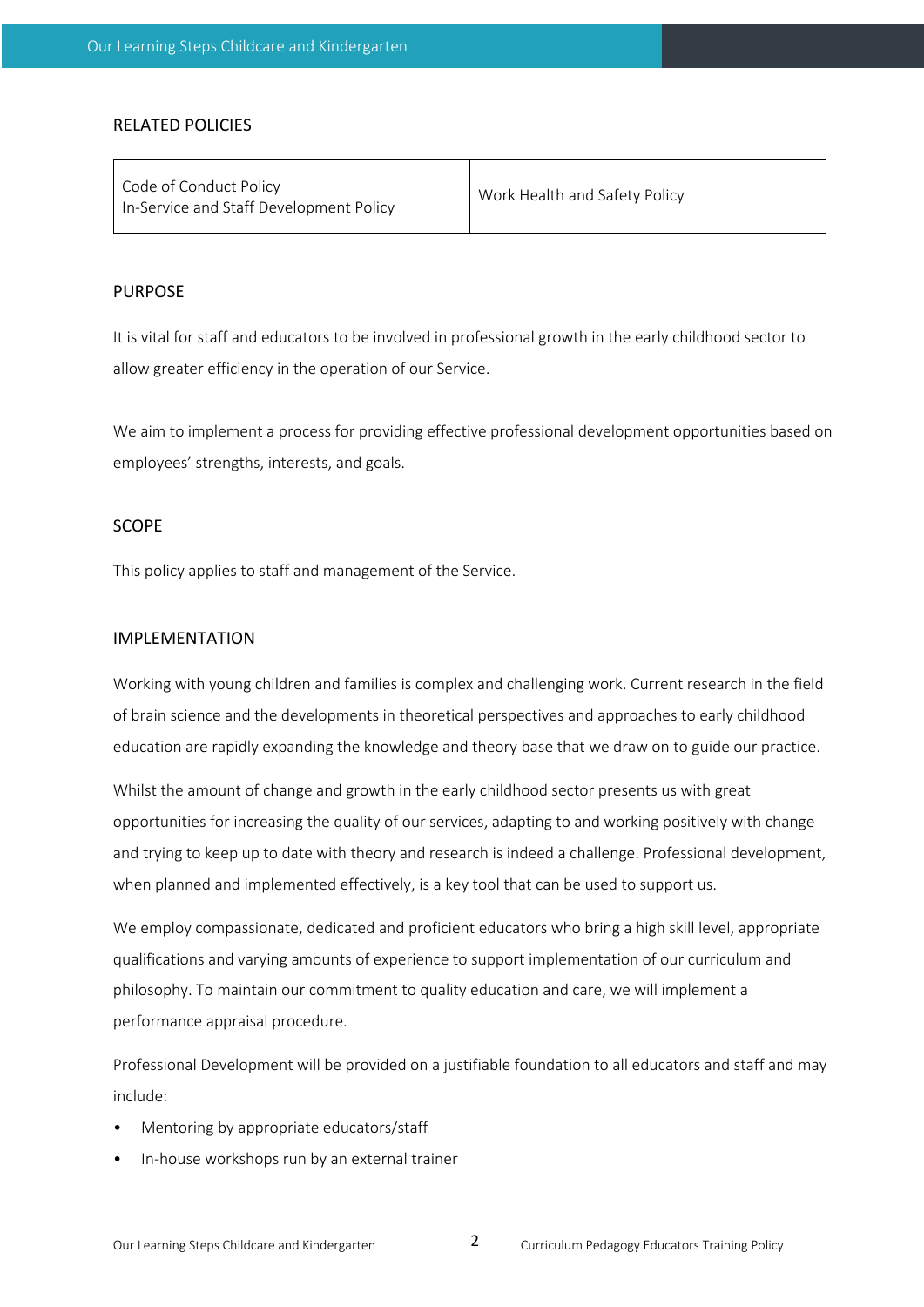## RELATED POLICIES

| Code of Conduct Policy<br>In-Service and Staff Development Policy | Work Health and Safety Policy |
|---|---|

## PURPOSE

It is vital for staff and educators to be involved in professional growth in the early childhood sector to allow greater efficiency in the operation of our Service.

We aim to implement a process for providing effective professional development opportunities based on employees' strengths, interests, and goals.

## SCOPE

This policy applies to staff and management of the Service.

## IMPLEMENTATION

Working with young children and families is complex and challenging work. Current research in the field of brain science and the developments in theoretical perspectives and approaches to early childhood education are rapidly expanding the knowledge and theory base that we draw on to guide our practice.

Whilst the amount of change and growth in the early childhood sector presents us with great opportunities for increasing the quality of our services, adapting to and working positively with change and trying to keep up to date with theory and research is indeed a challenge. Professional development, when planned and implemented effectively, is a key tool that can be used to support us.

We employ compassionate, dedicated and proficient educators who bring a high skill level, appropriate qualifications and varying amounts of experience to support implementation of our curriculum and philosophy. To maintain our commitment to quality education and care, we will implement a performance appraisal procedure.

Professional Development will be provided on a justifiable foundation to all educators and staff and may include:

- Mentoring by appropriate educators/staff
- In-house workshops run by an external trainer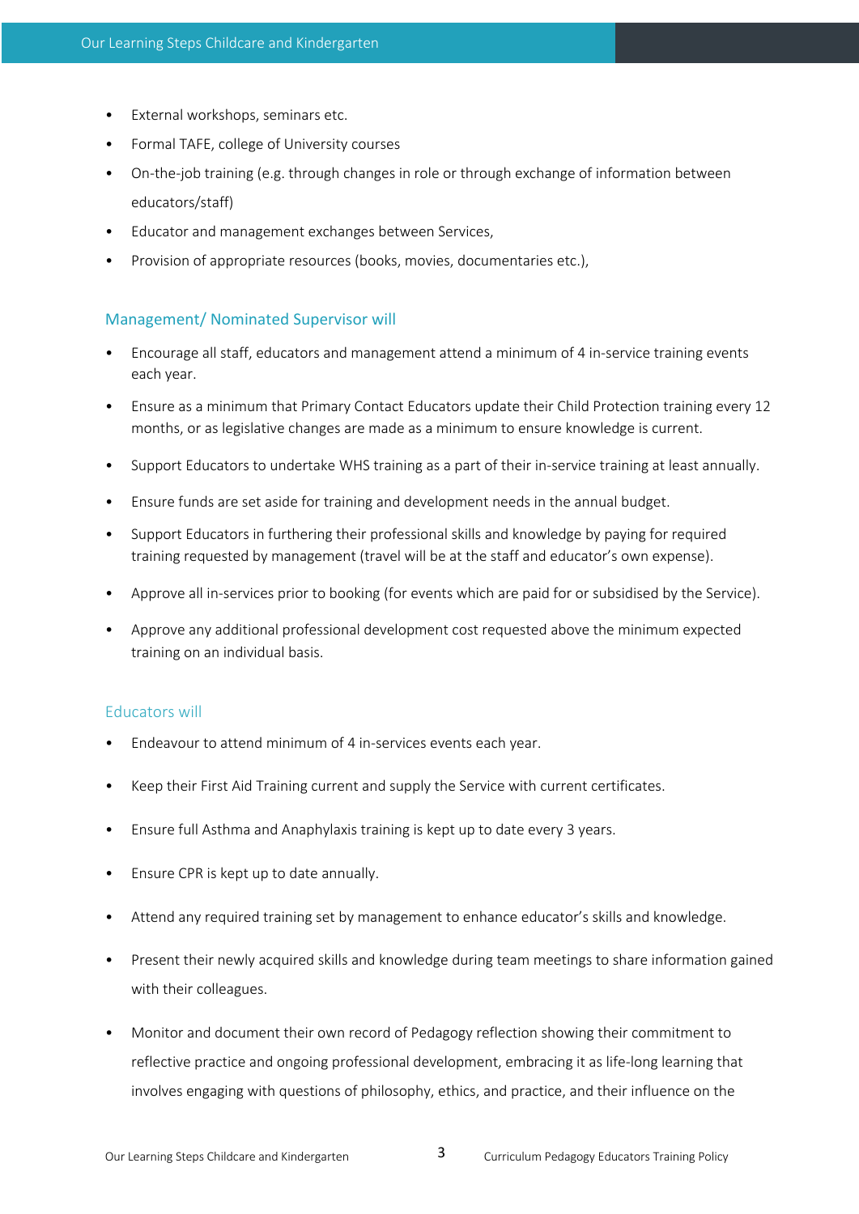- External workshops, seminars etc.
- Formal TAFE, college of University courses
- On-the-job training (e.g. through changes in role or through exchange of information between educators/staff)
- Educator and management exchanges between Services,
- Provision of appropriate resources (books, movies, documentaries etc.),

### Management/ Nominated Supervisor will

- Encourage all staff, educators and management attend a minimum of 4 in-service training events each year.
- Ensure as a minimum that Primary Contact Educators update their Child Protection training every 12 months, or as legislative changes are made as a minimum to ensure knowledge is current.
- Support Educators to undertake WHS training as a part of their in-service training at least annually.
- Ensure funds are set aside for training and development needs in the annual budget.
- Support Educators in furthering their professional skills and knowledge by paying for required training requested by management (travel will be at the staff and educator's own expense).
- Approve all in-services prior to booking (for events which are paid for or subsidised by the Service).
- Approve any additional professional development cost requested above the minimum expected training on an individual basis.

### Educators will

- Endeavour to attend minimum of 4 in-services events each year.
- Keep their First Aid Training current and supply the Service with current certificates.
- Ensure full Asthma and Anaphylaxis training is kept up to date every 3 years.
- Ensure CPR is kept up to date annually.
- Attend any required training set by management to enhance educator's skills and knowledge.
- Present their newly acquired skills and knowledge during team meetings to share information gained with their colleagues.
- Monitor and document their own record of Pedagogy reflection showing their commitment to reflective practice and ongoing professional development, embracing it as life-long learning that involves engaging with questions of philosophy, ethics, and practice, and their influence on the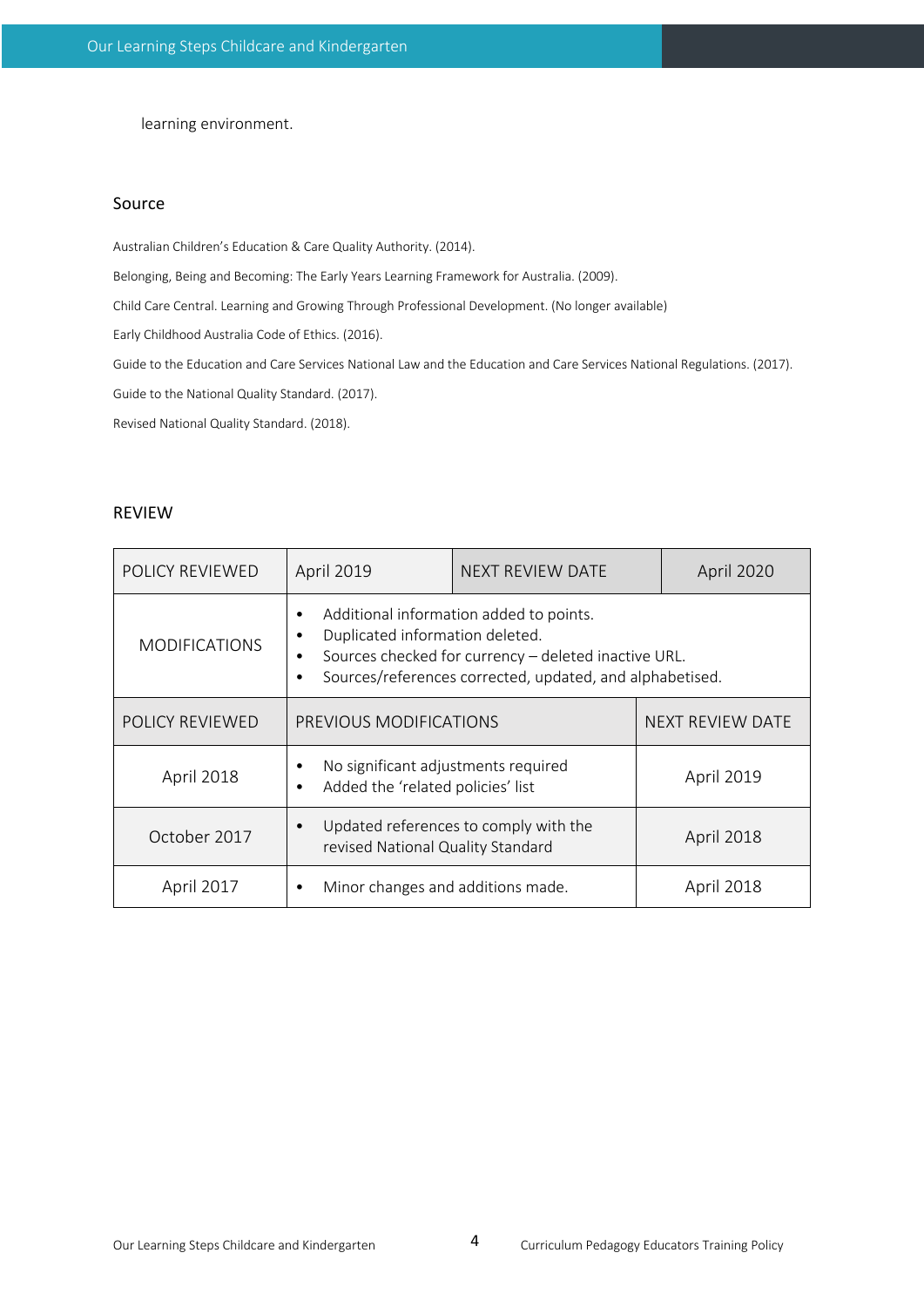learning environment.

## Source

Australian Children's Education & Care Quality Authority. (2014).

Belonging, Being and Becoming: The Early Years Learning Framework for Australia. (2009).

Child Care Central. Learning and Growing Through Professional Development. (No longer available)

Early Childhood Australia Code of Ethics. (2016).

Guide to the Education and Care Services National Law and the Education and Care Services National Regulations. (2017).

Guide to the National Quality Standard. (2017).

Revised National Quality Standard. (2018).

## REVIEW

| POLICY REVIEWED | April 2019 | NEXT REVIEW DATE | April 2020 |
|---|---|---|---|
| MODIFICATIONS | • Additional information added to points.<br>• Duplicated information deleted.<br>• Sources checked for currency – deleted inactive URL.<br>• Sources/references corrected, updated, and alphabetised. | | |
| POLICY REVIEWED | PREVIOUS MODIFICATIONS | | NEXT REVIEW DATE |
| April 2018 | • No significant adjustments required<br>• Added the 'related policies' list | | April 2019 |
| October 2017 | • Updated references to comply with the revised National Quality Standard | | April 2018 |
| April 2017 | • Minor changes and additions made. | | April 2018 |